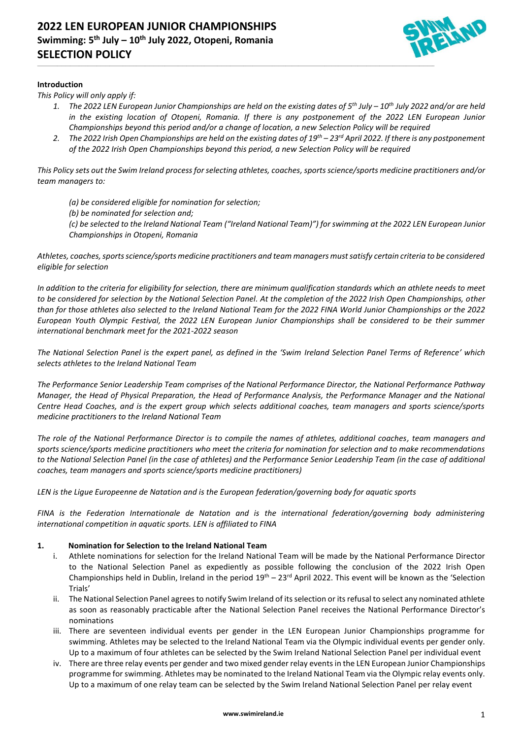# 2022 LEN EUROPEAN JUNIOR CHAMPIONSHIPS

## Swimming: 5th July – 10th July 2022, Otopeni, Romania

## SELECTION POLICY

**Introduction**

*This Policy will only apply if:*

1. *The 2022 LEN European Junior Championships are held on the existing dates of 5th July – 10th July 2022 and/or are held in the existing location of Otopeni, Romania. If there is any postponement of the 2022 LEN European Junior Championships beyond this period and/or a change of location, a new Selection Policy will be required*
2. *The 2022 Irish Open Championships are held on the existing dates of 19th – 23rd April 2022. If there is any postponement of the 2022 Irish Open Championships beyond this period, a new Selection Policy will be required*

*This Policy sets out the Swim Ireland process for selecting athletes, coaches, sports science/sports medicine practitioners and/or team managers to:*

*(a) be considered eligible for nomination for selection;*
*(b) be nominated for selection and;*
*(c) be selected to the Ireland National Team ("Ireland National Team)") for swimming at the 2022 LEN European Junior Championships in Otopeni, Romania*

*Athletes, coaches, sports science/sports medicine practitioners and team managers must satisfy certain criteria to be considered eligible for selection*

*In addition to the criteria for eligibility for selection, there are minimum qualification standards which an athlete needs to meet to be considered for selection by the National Selection Panel. At the completion of the 2022 Irish Open Championships, other than for those athletes also selected to the Ireland National Team for the 2022 FINA World Junior Championships or the 2022 European Youth Olympic Festival, the 2022 LEN European Junior Championships shall be considered to be their summer international benchmark meet for the 2021-2022 season*

*The National Selection Panel is the expert panel, as defined in the 'Swim Ireland Selection Panel Terms of Reference' which selects athletes to the Ireland National Team*

*The Performance Senior Leadership Team comprises of the National Performance Director, the National Performance Pathway Manager, the Head of Physical Preparation, the Head of Performance Analysis, the Performance Manager and the National Centre Head Coaches, and is the expert group which selects additional coaches, team managers and sports science/sports medicine practitioners to the Ireland National Team*

*The role of the National Performance Director is to compile the names of athletes, additional coaches, team managers and sports science/sports medicine practitioners who meet the criteria for nomination for selection and to make recommendations to the National Selection Panel (in the case of athletes) and the Performance Senior Leadership Team (in the case of additional coaches, team managers and sports science/sports medicine practitioners)*

*LEN is the Ligue Europeenne de Natation and is the European federation/governing body for aquatic sports*

*FINA is the Federation Internationale de Natation and is the international federation/governing body administering international competition in aquatic sports. LEN is affiliated to FINA*

### 1. Nomination for Selection to the Ireland National Team

i. Athlete nominations for selection for the Ireland National Team will be made by the National Performance Director to the National Selection Panel as expediently as possible following the conclusion of the 2022 Irish Open Championships held in Dublin, Ireland in the period 19th – 23rd April 2022. This event will be known as the 'Selection Trials'

ii. The National Selection Panel agrees to notify Swim Ireland of its selection or its refusal to select any nominated athlete as soon as reasonably practicable after the National Selection Panel receives the National Performance Director's nominations

iii. There are seventeen individual events per gender in the LEN European Junior Championships programme for swimming. Athletes may be selected to the Ireland National Team via the Olympic individual events per gender only. Up to a maximum of four athletes can be selected by the Swim Ireland National Selection Panel per individual event

iv. There are three relay events per gender and two mixed gender relay events in the LEN European Junior Championships programme for swimming. Athletes may be nominated to the Ireland National Team via the Olympic relay events only. Up to a maximum of one relay team can be selected by the Swim Ireland National Selection Panel per relay event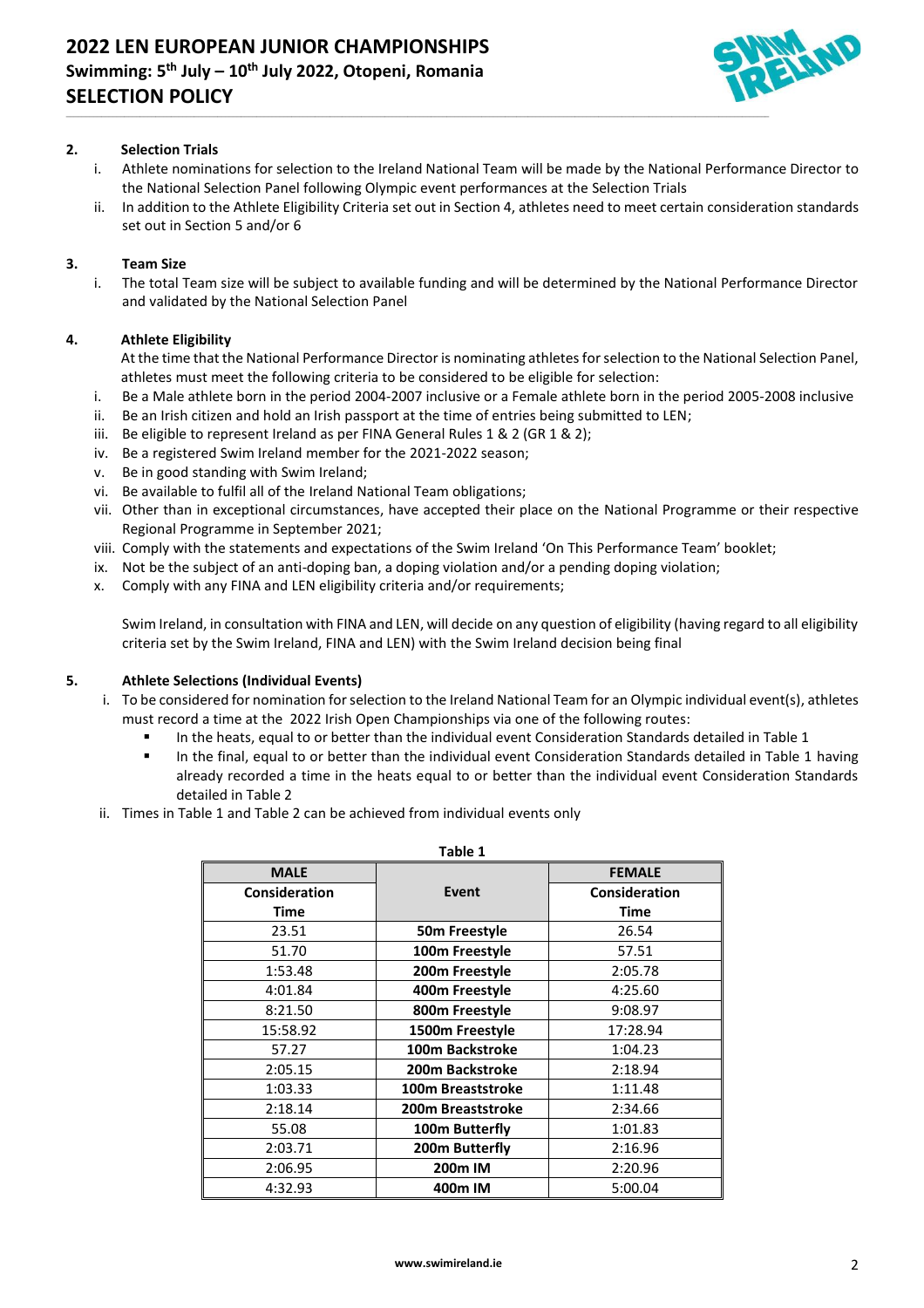## 2. Selection Trials

i. Athlete nominations for selection to the Ireland National Team will be made by the National Performance Director to the National Selection Panel following Olympic event performances at the Selection Trials

ii. In addition to the Athlete Eligibility Criteria set out in Section 4, athletes need to meet certain consideration standards set out in Section 5 and/or 6

## 3. Team Size

i. The total Team size will be subject to available funding and will be determined by the National Performance Director and validated by the National Selection Panel

## 4. Athlete Eligibility

At the time that the National Performance Director is nominating athletes for selection to the National Selection Panel, athletes must meet the following criteria to be considered to be eligible for selection:

i. Be a Male athlete born in the period 2004-2007 inclusive or a Female athlete born in the period 2005-2008 inclusive
ii. Be an Irish citizen and hold an Irish passport at the time of entries being submitted to LEN;
iii. Be eligible to represent Ireland as per FINA General Rules 1 & 2 (GR 1 & 2);
iv. Be a registered Swim Ireland member for the 2021-2022 season;
v. Be in good standing with Swim Ireland;
vi. Be available to fulfil all of the Ireland National Team obligations;
vii. Other than in exceptional circumstances, have accepted their place on the National Programme or their respective Regional Programme in September 2021;
viii. Comply with the statements and expectations of the Swim Ireland 'On This Performance Team' booklet;
ix. Not be the subject of an anti-doping ban, a doping violation and/or a pending doping violation;
x. Comply with any FINA and LEN eligibility criteria and/or requirements;

Swim Ireland, in consultation with FINA and LEN, will decide on any question of eligibility (having regard to all eligibility criteria set by the Swim Ireland, FINA and LEN) with the Swim Ireland decision being final

## 5. Athlete Selections (Individual Events)

i. To be considered for nomination for selection to the Ireland National Team for an Olympic individual event(s), athletes must record a time at the 2022 Irish Open Championships via one of the following routes:
   - In the heats, equal to or better than the individual event Consideration Standards detailed in Table 1
   - In the final, equal to or better than the individual event Consideration Standards detailed in Table 1 having already recorded a time in the heats equal to or better than the individual event Consideration Standards detailed in Table 2

ii. Times in Table 1 and Table 2 can be achieved from individual events only

**Table 1**

| MALE Consideration Time | Event | FEMALE Consideration Time |
|---|---|---|
| 23.51 | 50m Freestyle | 26.54 |
| 51.70 | 100m Freestyle | 57.51 |
| 1:53.48 | 200m Freestyle | 2:05.78 |
| 4:01.84 | 400m Freestyle | 4:25.60 |
| 8:21.50 | 800m Freestyle | 9:08.97 |
| 15:58.92 | 1500m Freestyle | 17:28.94 |
| 57.27 | 100m Backstroke | 1:04.23 |
| 2:05.15 | 200m Backstroke | 2:18.94 |
| 1:03.33 | 100m Breaststroke | 1:11.48 |
| 2:18.14 | 200m Breaststroke | 2:34.66 |
| 55.08 | 100m Butterfly | 1:01.83 |
| 2:03.71 | 200m Butterfly | 2:16.96 |
| 2:06.95 | 200m IM | 2:20.96 |
| 4:32.93 | 400m IM | 5:00.04 |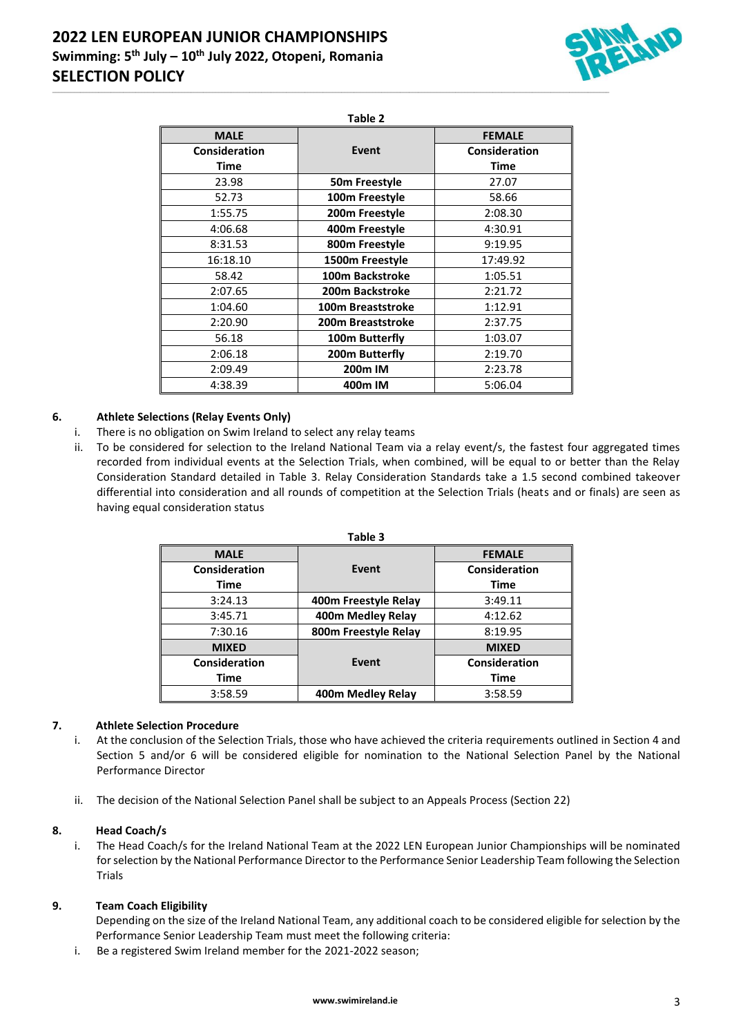**Table 2**

| MALE Consideration Time | Event | FEMALE Consideration Time |
|---|---|---|
| 23.98 | **50m Freestyle** | 27.07 |
| 52.73 | **100m Freestyle** | 58.66 |
| 1:55.75 | **200m Freestyle** | 2:08.30 |
| 4:06.68 | **400m Freestyle** | 4:30.91 |
| 8:31.53 | **800m Freestyle** | 9:19.95 |
| 16:18.10 | **1500m Freestyle** | 17:49.92 |
| 58.42 | **100m Backstroke** | 1:05.51 |
| 2:07.65 | **200m Backstroke** | 2:21.72 |
| 1:04.60 | **100m Breaststroke** | 1:12.91 |
| 2:20.90 | **200m Breaststroke** | 2:37.75 |
| 56.18 | **100m Butterfly** | 1:03.07 |
| 2:06.18 | **200m Butterfly** | 2:19.70 |
| 2:09.49 | **200m IM** | 2:23.78 |
| 4:38.39 | **400m IM** | 5:06.04 |

## 6. Athlete Selections (Relay Events Only)

i. There is no obligation on Swim Ireland to select any relay teams

ii. To be considered for selection to the Ireland National Team via a relay event/s, the fastest four aggregated times recorded from individual events at the Selection Trials, when combined, will be equal to or better than the Relay Consideration Standard detailed in Table 3. Relay Consideration Standards take a 1.5 second combined takeover differential into consideration and all rounds of competition at the Selection Trials (heats and or finals) are seen as having equal consideration status

**Table 3**

| MALE Consideration Time | Event | FEMALE Consideration Time |
|---|---|---|
| 3:24.13 | **400m Freestyle Relay** | 3:49.11 |
| 3:45.71 | **400m Medley Relay** | 4:12.62 |
| 7:30.16 | **800m Freestyle Relay** | 8:19.95 |
| **MIXED Consideration Time** | **Event** | **MIXED Consideration Time** |
| 3:58.59 | **400m Medley Relay** | 3:58.59 |

## 7. Athlete Selection Procedure

i. At the conclusion of the Selection Trials, those who have achieved the criteria requirements outlined in Section 4 and Section 5 and/or 6 will be considered eligible for nomination to the National Selection Panel by the National Performance Director

ii. The decision of the National Selection Panel shall be subject to an Appeals Process (Section 22)

## 8. Head Coach/s

i. The Head Coach/s for the Ireland National Team at the 2022 LEN European Junior Championships will be nominated for selection by the National Performance Director to the Performance Senior Leadership Team following the Selection Trials

## 9. Team Coach Eligibility

Depending on the size of the Ireland National Team, any additional coach to be considered eligible for selection by the Performance Senior Leadership Team must meet the following criteria:

i. Be a registered Swim Ireland member for the 2021-2022 season;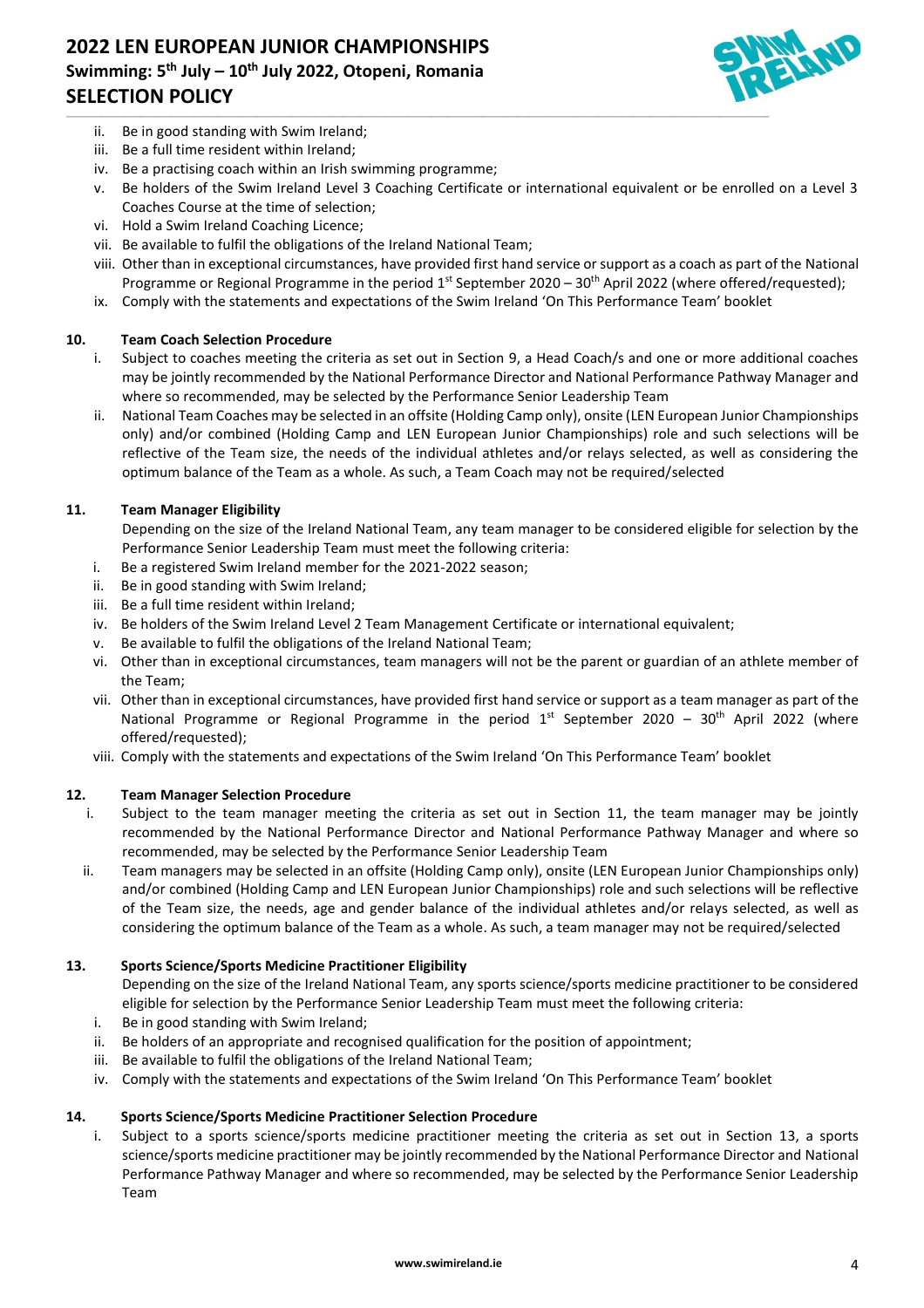ii. Be in good standing with Swim Ireland;
iii. Be a full time resident within Ireland;
iv. Be a practising coach within an Irish swimming programme;
v. Be holders of the Swim Ireland Level 3 Coaching Certificate or international equivalent or be enrolled on a Level 3 Coaches Course at the time of selection;
vi. Hold a Swim Ireland Coaching Licence;
vii. Be available to fulfil the obligations of the Ireland National Team;
viii. Other than in exceptional circumstances, have provided first hand service or support as a coach as part of the National Programme or Regional Programme in the period 1st September 2020 – 30th April 2022 (where offered/requested);
ix. Comply with the statements and expectations of the Swim Ireland 'On This Performance Team' booklet

## 10. Team Coach Selection Procedure

i. Subject to coaches meeting the criteria as set out in Section 9, a Head Coach/s and one or more additional coaches may be jointly recommended by the National Performance Director and National Performance Pathway Manager and where so recommended, may be selected by the Performance Senior Leadership Team
ii. National Team Coaches may be selected in an offsite (Holding Camp only), onsite (LEN European Junior Championships only) and/or combined (Holding Camp and LEN European Junior Championships) role and such selections will be reflective of the Team size, the needs of the individual athletes and/or relays selected, as well as considering the optimum balance of the Team as a whole. As such, a Team Coach may not be required/selected

## 11. Team Manager Eligibility

Depending on the size of the Ireland National Team, any team manager to be considered eligible for selection by the Performance Senior Leadership Team must meet the following criteria:

i. Be a registered Swim Ireland member for the 2021-2022 season;
ii. Be in good standing with Swim Ireland;
iii. Be a full time resident within Ireland;
iv. Be holders of the Swim Ireland Level 2 Team Management Certificate or international equivalent;
v. Be available to fulfil the obligations of the Ireland National Team;
vi. Other than in exceptional circumstances, team managers will not be the parent or guardian of an athlete member of the Team;
vii. Other than in exceptional circumstances, have provided first hand service or support as a team manager as part of the National Programme or Regional Programme in the period 1st September 2020 – 30th April 2022 (where offered/requested);
viii. Comply with the statements and expectations of the Swim Ireland 'On This Performance Team' booklet

## 12. Team Manager Selection Procedure

i. Subject to the team manager meeting the criteria as set out in Section 11, the team manager may be jointly recommended by the National Performance Director and National Performance Pathway Manager and where so recommended, may be selected by the Performance Senior Leadership Team
ii. Team managers may be selected in an offsite (Holding Camp only), onsite (LEN European Junior Championships only) and/or combined (Holding Camp and LEN European Junior Championships) role and such selections will be reflective of the Team size, the needs, age and gender balance of the individual athletes and/or relays selected, as well as considering the optimum balance of the Team as a whole. As such, a team manager may not be required/selected

## 13. Sports Science/Sports Medicine Practitioner Eligibility

Depending on the size of the Ireland National Team, any sports science/sports medicine practitioner to be considered eligible for selection by the Performance Senior Leadership Team must meet the following criteria:

i. Be in good standing with Swim Ireland;
ii. Be holders of an appropriate and recognised qualification for the position of appointment;
iii. Be available to fulfil the obligations of the Ireland National Team;
iv. Comply with the statements and expectations of the Swim Ireland 'On This Performance Team' booklet

## 14. Sports Science/Sports Medicine Practitioner Selection Procedure

i. Subject to a sports science/sports medicine practitioner meeting the criteria as set out in Section 13, a sports science/sports medicine practitioner may be jointly recommended by the National Performance Director and National Performance Pathway Manager and where so recommended, may be selected by the Performance Senior Leadership Team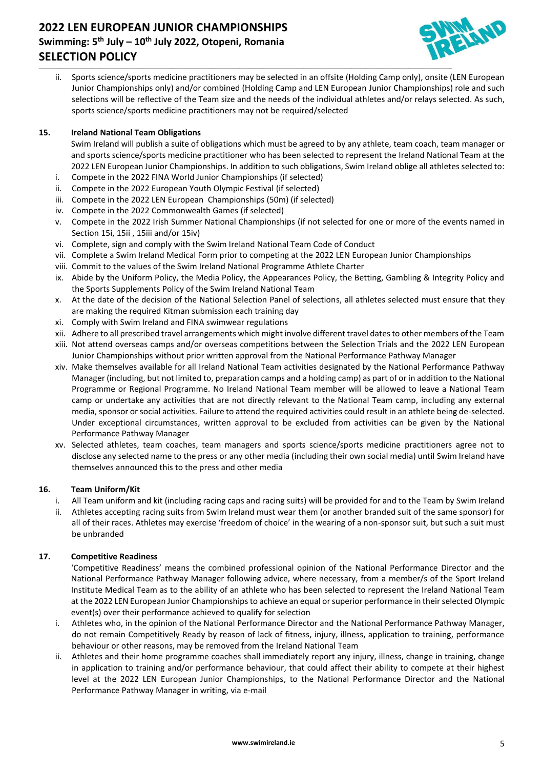ii. Sports science/sports medicine practitioners may be selected in an offsite (Holding Camp only), onsite (LEN European Junior Championships only) and/or combined (Holding Camp and LEN European Junior Championships) role and such selections will be reflective of the Team size and the needs of the individual athletes and/or relays selected. As such, sports science/sports medicine practitioners may not be required/selected

## 15. Ireland National Team Obligations

Swim Ireland will publish a suite of obligations which must be agreed to by any athlete, team coach, team manager or and sports science/sports medicine practitioner who has been selected to represent the Ireland National Team at the 2022 LEN European Junior Championships. In addition to such obligations, Swim Ireland oblige all athletes selected to:

i. Compete in the 2022 FINA World Junior Championships (if selected)
ii. Compete in the 2022 European Youth Olympic Festival (if selected)
iii. Compete in the 2022 LEN European Championships (50m) (if selected)
iv. Compete in the 2022 Commonwealth Games (if selected)
v. Compete in the 2022 Irish Summer National Championships (if not selected for one or more of the events named in Section 15i, 15ii , 15iii and/or 15iv)
vi. Complete, sign and comply with the Swim Ireland National Team Code of Conduct
vii. Complete a Swim Ireland Medical Form prior to competing at the 2022 LEN European Junior Championships
viii. Commit to the values of the Swim Ireland National Programme Athlete Charter
ix. Abide by the Uniform Policy, the Media Policy, the Appearances Policy, the Betting, Gambling & Integrity Policy and the Sports Supplements Policy of the Swim Ireland National Team
x. At the date of the decision of the National Selection Panel of selections, all athletes selected must ensure that they are making the required Kitman submission each training day
xi. Comply with Swim Ireland and FINA swimwear regulations
xii. Adhere to all prescribed travel arrangements which might involve different travel dates to other members of the Team
xiii. Not attend overseas camps and/or overseas competitions between the Selection Trials and the 2022 LEN European Junior Championships without prior written approval from the National Performance Pathway Manager
xiv. Make themselves available for all Ireland National Team activities designated by the National Performance Pathway Manager (including, but not limited to, preparation camps and a holding camp) as part of or in addition to the National Programme or Regional Programme. No Ireland National Team member will be allowed to leave a National Team camp or undertake any activities that are not directly relevant to the National Team camp, including any external media, sponsor or social activities. Failure to attend the required activities could result in an athlete being de-selected. Under exceptional circumstances, written approval to be excluded from activities can be given by the National Performance Pathway Manager
xv. Selected athletes, team coaches, team managers and sports science/sports medicine practitioners agree not to disclose any selected name to the press or any other media (including their own social media) until Swim Ireland have themselves announced this to the press and other media

## 16. Team Uniform/Kit

i. All Team uniform and kit (including racing caps and racing suits) will be provided for and to the Team by Swim Ireland
ii. Athletes accepting racing suits from Swim Ireland must wear them (or another branded suit of the same sponsor) for all of their races. Athletes may exercise 'freedom of choice' in the wearing of a non-sponsor suit, but such a suit must be unbranded

## 17. Competitive Readiness

'Competitive Readiness' means the combined professional opinion of the National Performance Director and the National Performance Pathway Manager following advice, where necessary, from a member/s of the Sport Ireland Institute Medical Team as to the ability of an athlete who has been selected to represent the Ireland National Team at the 2022 LEN European Junior Championships to achieve an equal or superior performance in their selected Olympic event(s) over their performance achieved to qualify for selection

i. Athletes who, in the opinion of the National Performance Director and the National Performance Pathway Manager, do not remain Competitively Ready by reason of lack of fitness, injury, illness, application to training, performance behaviour or other reasons, may be removed from the Ireland National Team
ii. Athletes and their home programme coaches shall immediately report any injury, illness, change in training, change in application to training and/or performance behaviour, that could affect their ability to compete at their highest level at the 2022 LEN European Junior Championships, to the National Performance Director and the National Performance Pathway Manager in writing, via e-mail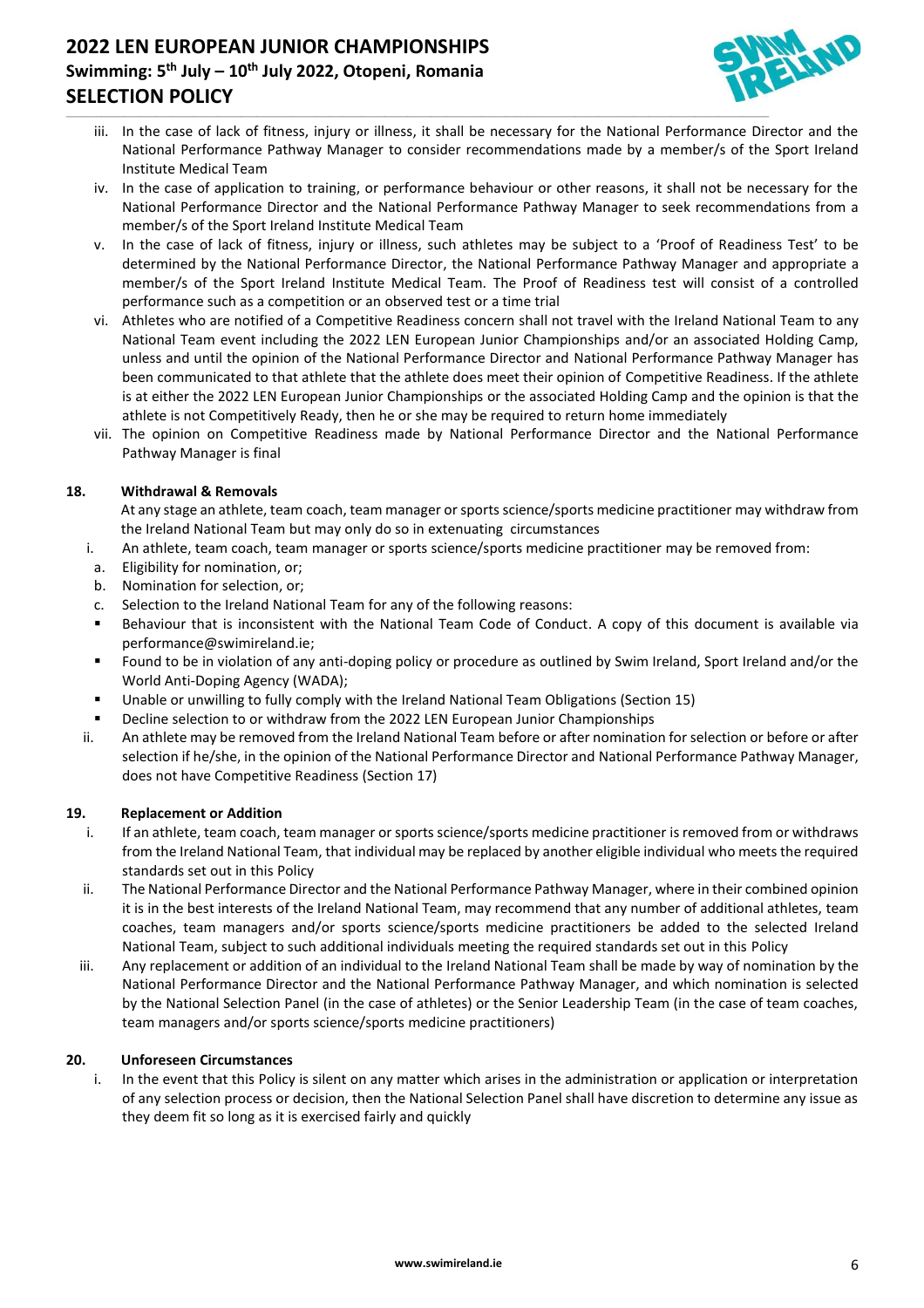iii. In the case of lack of fitness, injury or illness, it shall be necessary for the National Performance Director and the National Performance Pathway Manager to consider recommendations made by a member/s of the Sport Ireland Institute Medical Team

iv. In the case of application to training, or performance behaviour or other reasons, it shall not be necessary for the National Performance Director and the National Performance Pathway Manager to seek recommendations from a member/s of the Sport Ireland Institute Medical Team

v. In the case of lack of fitness, injury or illness, such athletes may be subject to a 'Proof of Readiness Test' to be determined by the National Performance Director, the National Performance Pathway Manager and appropriate a member/s of the Sport Ireland Institute Medical Team. The Proof of Readiness test will consist of a controlled performance such as a competition or an observed test or a time trial

vi. Athletes who are notified of a Competitive Readiness concern shall not travel with the Ireland National Team to any National Team event including the 2022 LEN European Junior Championships and/or an associated Holding Camp, unless and until the opinion of the National Performance Director and National Performance Pathway Manager has been communicated to that athlete that the athlete does meet their opinion of Competitive Readiness. If the athlete is at either the 2022 LEN European Junior Championships or the associated Holding Camp and the opinion is that the athlete is not Competitively Ready, then he or she may be required to return home immediately

vii. The opinion on Competitive Readiness made by National Performance Director and the National Performance Pathway Manager is final

## 18. Withdrawal & Removals

At any stage an athlete, team coach, team manager or sports science/sports medicine practitioner may withdraw from the Ireland National Team but may only do so in extenuating circumstances

i. An athlete, team coach, team manager or sports science/sports medicine practitioner may be removed from:

a. Eligibility for nomination, or;

b. Nomination for selection, or;

c. Selection to the Ireland National Team for any of the following reasons:

- Behaviour that is inconsistent with the National Team Code of Conduct. A copy of this document is available via performance@swimireland.ie;
- Found to be in violation of any anti-doping policy or procedure as outlined by Swim Ireland, Sport Ireland and/or the World Anti-Doping Agency (WADA);
- Unable or unwilling to fully comply with the Ireland National Team Obligations (Section 15)
- Decline selection to or withdraw from the 2022 LEN European Junior Championships

ii. An athlete may be removed from the Ireland National Team before or after nomination for selection or before or after selection if he/she, in the opinion of the National Performance Director and National Performance Pathway Manager, does not have Competitive Readiness (Section 17)

## 19. Replacement or Addition

i. If an athlete, team coach, team manager or sports science/sports medicine practitioner is removed from or withdraws from the Ireland National Team, that individual may be replaced by another eligible individual who meets the required standards set out in this Policy

ii. The National Performance Director and the National Performance Pathway Manager, where in their combined opinion it is in the best interests of the Ireland National Team, may recommend that any number of additional athletes, team coaches, team managers and/or sports science/sports medicine practitioners be added to the selected Ireland National Team, subject to such additional individuals meeting the required standards set out in this Policy

iii. Any replacement or addition of an individual to the Ireland National Team shall be made by way of nomination by the National Performance Director and the National Performance Pathway Manager, and which nomination is selected by the National Selection Panel (in the case of athletes) or the Senior Leadership Team (in the case of team coaches, team managers and/or sports science/sports medicine practitioners)

## 20. Unforeseen Circumstances

i. In the event that this Policy is silent on any matter which arises in the administration or application or interpretation of any selection process or decision, then the National Selection Panel shall have discretion to determine any issue as they deem fit so long as it is exercised fairly and quickly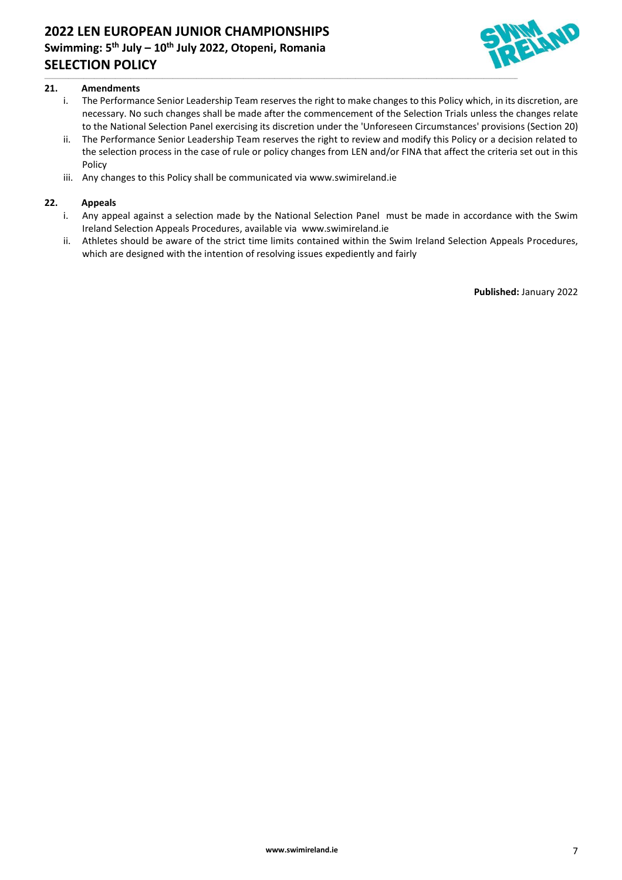## 21. Amendments

i. The Performance Senior Leadership Team reserves the right to make changes to this Policy which, in its discretion, are necessary. No such changes shall be made after the commencement of the Selection Trials unless the changes relate to the National Selection Panel exercising its discretion under the 'Unforeseen Circumstances' provisions (Section 20)

ii. The Performance Senior Leadership Team reserves the right to review and modify this Policy or a decision related to the selection process in the case of rule or policy changes from LEN and/or FINA that affect the criteria set out in this Policy

iii. Any changes to this Policy shall be communicated via www.swimireland.ie

## 22. Appeals

i. Any appeal against a selection made by the National Selection Panel must be made in accordance with the Swim Ireland Selection Appeals Procedures, available via www.swimireland.ie

ii. Athletes should be aware of the strict time limits contained within the Swim Ireland Selection Appeals Procedures, which are designed with the intention of resolving issues expediently and fairly

**Published:** January 2022